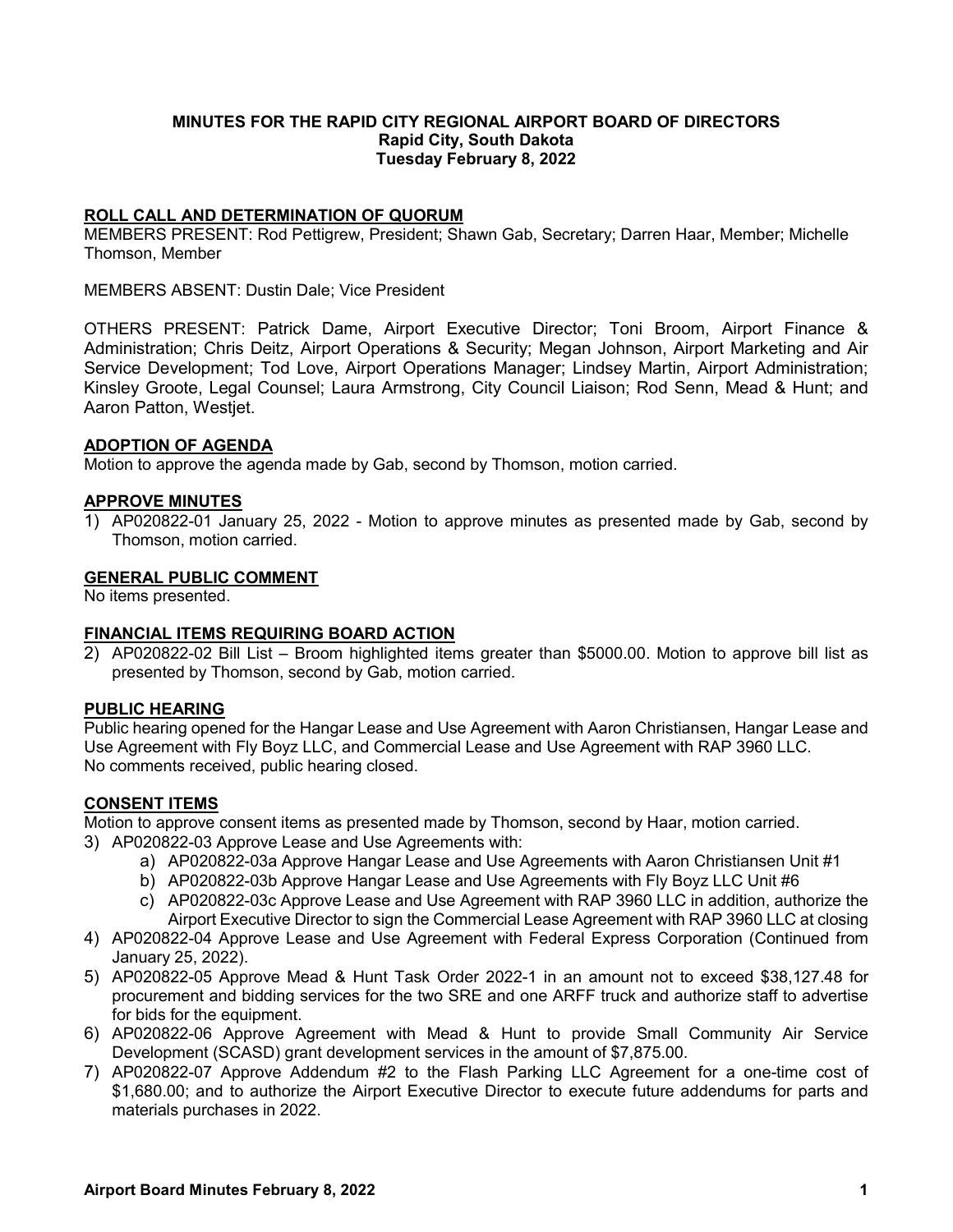**MINUTES FOR THE RAPID CITY REGIONAL AIRPORT BOARD OF DIRECTORS**
**Rapid City, South Dakota**
**Tuesday February 8, 2022**

## ROLL CALL AND DETERMINATION OF QUORUM

MEMBERS PRESENT: Rod Pettigrew, President; Shawn Gab, Secretary; Darren Haar, Member; Michelle Thomson, Member

MEMBERS ABSENT: Dustin Dale; Vice President

OTHERS PRESENT: Patrick Dame, Airport Executive Director; Toni Broom, Airport Finance & Administration; Chris Deitz, Airport Operations & Security; Megan Johnson, Airport Marketing and Air Service Development; Tod Love, Airport Operations Manager; Lindsey Martin, Airport Administration; Kinsley Groote, Legal Counsel; Laura Armstrong, City Council Liaison; Rod Senn, Mead & Hunt; and Aaron Patton, Westjet.

## ADOPTION OF AGENDA

Motion to approve the agenda made by Gab, second by Thomson, motion carried.

## APPROVE MINUTES

1) AP020822-01 January 25, 2022 - Motion to approve minutes as presented made by Gab, second by Thomson, motion carried.

## GENERAL PUBLIC COMMENT

No items presented.

## FINANCIAL ITEMS REQUIRING BOARD ACTION

2) AP020822-02 Bill List – Broom highlighted items greater than $5000.00. Motion to approve bill list as presented by Thomson, second by Gab, motion carried.

## PUBLIC HEARING

Public hearing opened for the Hangar Lease and Use Agreement with Aaron Christiansen, Hangar Lease and Use Agreement with Fly Boyz LLC, and Commercial Lease and Use Agreement with RAP 3960 LLC.
No comments received, public hearing closed.

## CONSENT ITEMS

Motion to approve consent items as presented made by Thomson, second by Haar, motion carried.

3) AP020822-03 Approve Lease and Use Agreements with:
    a) AP020822-03a Approve Hangar Lease and Use Agreements with Aaron Christiansen Unit #1
    b) AP020822-03b Approve Hangar Lease and Use Agreements with Fly Boyz LLC Unit #6
    c) AP020822-03c Approve Lease and Use Agreement with RAP 3960 LLC in addition, authorize the Airport Executive Director to sign the Commercial Lease Agreement with RAP 3960 LLC at closing
4) AP020822-04 Approve Lease and Use Agreement with Federal Express Corporation (Continued from January 25, 2022).
5) AP020822-05 Approve Mead & Hunt Task Order 2022-1 in an amount not to exceed $38,127.48 for procurement and bidding services for the two SRE and one ARFF truck and authorize staff to advertise for bids for the equipment.
6) AP020822-06 Approve Agreement with Mead & Hunt to provide Small Community Air Service Development (SCASD) grant development services in the amount of $7,875.00.
7) AP020822-07 Approve Addendum #2 to the Flash Parking LLC Agreement for a one-time cost of $1,680.00; and to authorize the Airport Executive Director to execute future addendums for parts and materials purchases in 2022.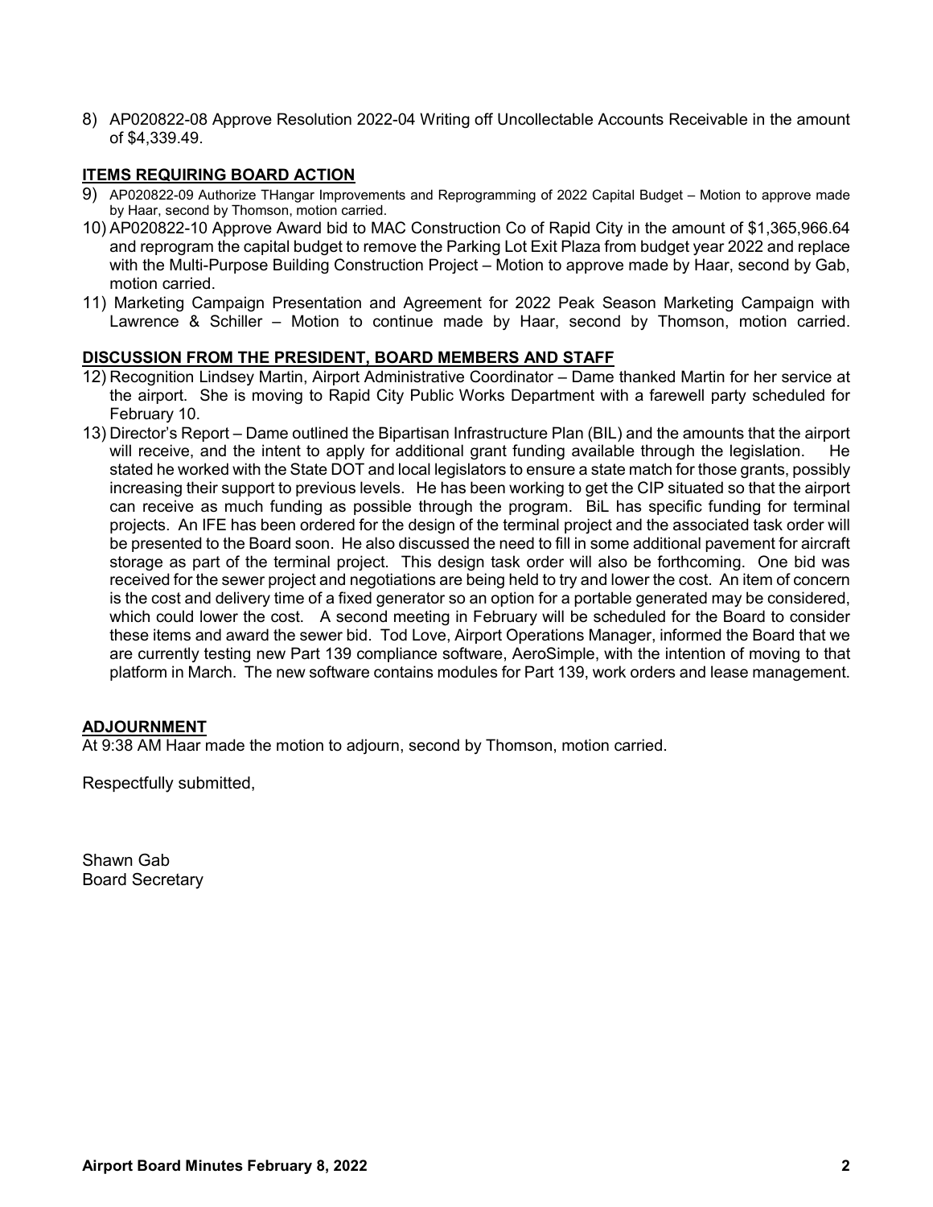8) AP020822-08 Approve Resolution 2022-04 Writing off Uncollectable Accounts Receivable in the amount of $4,339.49.

**ITEMS REQUIRING BOARD ACTION**

9) AP020822-09 Authorize THangar Improvements and Reprogramming of 2022 Capital Budget – Motion to approve made by Haar, second by Thomson, motion carried.
10) AP020822-10 Approve Award bid to MAC Construction Co of Rapid City in the amount of $1,365,966.64 and reprogram the capital budget to remove the Parking Lot Exit Plaza from budget year 2022 and replace with the Multi-Purpose Building Construction Project – Motion to approve made by Haar, second by Gab, motion carried.
11) Marketing Campaign Presentation and Agreement for 2022 Peak Season Marketing Campaign with Lawrence & Schiller – Motion to continue made by Haar, second by Thomson, motion carried.

**DISCUSSION FROM THE PRESIDENT, BOARD MEMBERS AND STAFF**

12) Recognition Lindsey Martin, Airport Administrative Coordinator – Dame thanked Martin for her service at the airport. She is moving to Rapid City Public Works Department with a farewell party scheduled for February 10.
13) Director's Report – Dame outlined the Bipartisan Infrastructure Plan (BIL) and the amounts that the airport will receive, and the intent to apply for additional grant funding available through the legislation. He stated he worked with the State DOT and local legislators to ensure a state match for those grants, possibly increasing their support to previous levels. He has been working to get the CIP situated so that the airport can receive as much funding as possible through the program. BiL has specific funding for terminal projects. An IFE has been ordered for the design of the terminal project and the associated task order will be presented to the Board soon. He also discussed the need to fill in some additional pavement for aircraft storage as part of the terminal project. This design task order will also be forthcoming. One bid was received for the sewer project and negotiations are being held to try and lower the cost. An item of concern is the cost and delivery time of a fixed generator so an option for a portable generated may be considered, which could lower the cost. A second meeting in February will be scheduled for the Board to consider these items and award the sewer bid. Tod Love, Airport Operations Manager, informed the Board that we are currently testing new Part 139 compliance software, AeroSimple, with the intention of moving to that platform in March. The new software contains modules for Part 139, work orders and lease management.

**ADJOURNMENT**

At 9:38 AM Haar made the motion to adjourn, second by Thomson, motion carried.

Respectfully submitted,

Shawn Gab
Board Secretary